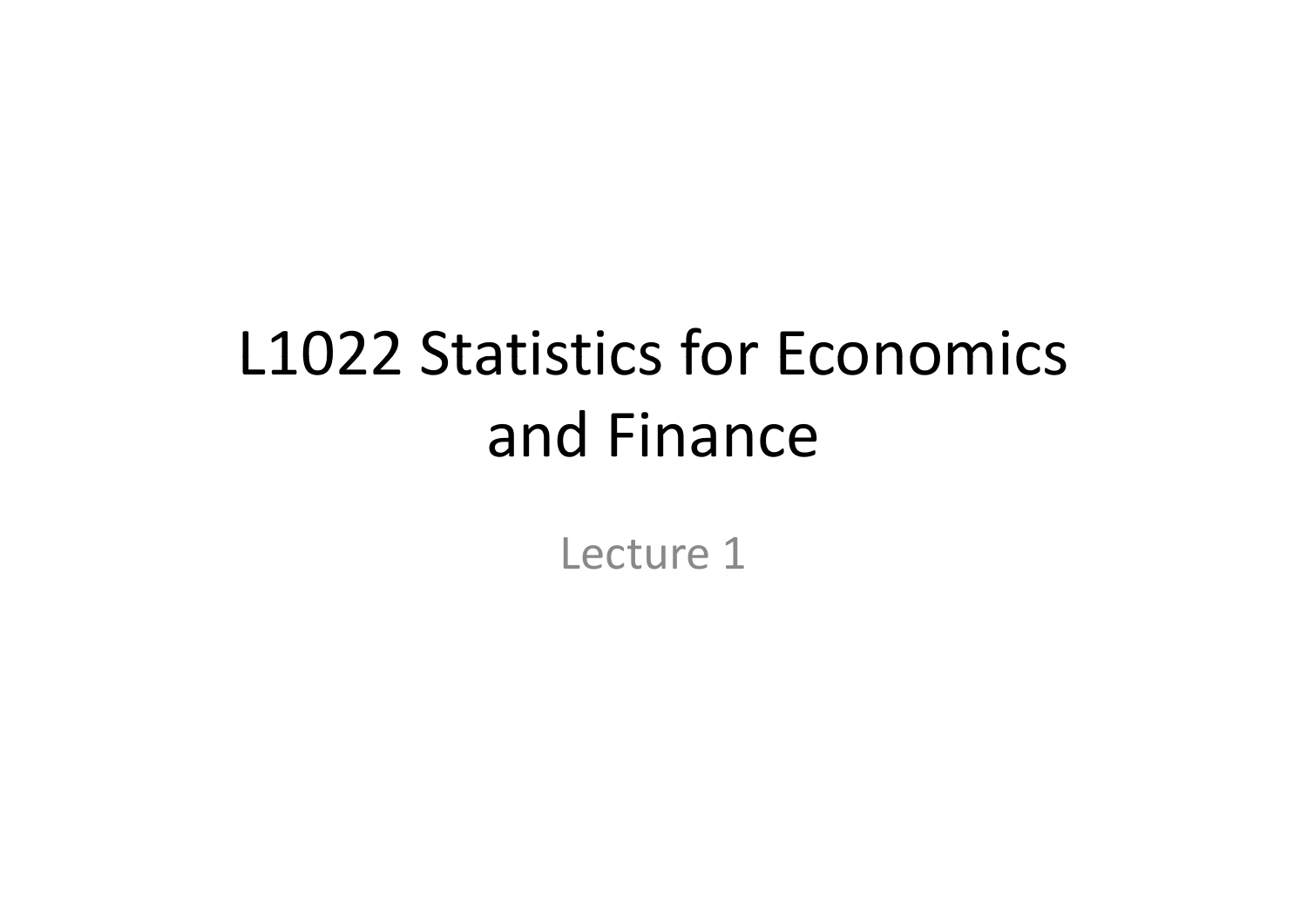# L1022 Statistics for Economics and Finance

Lecture 1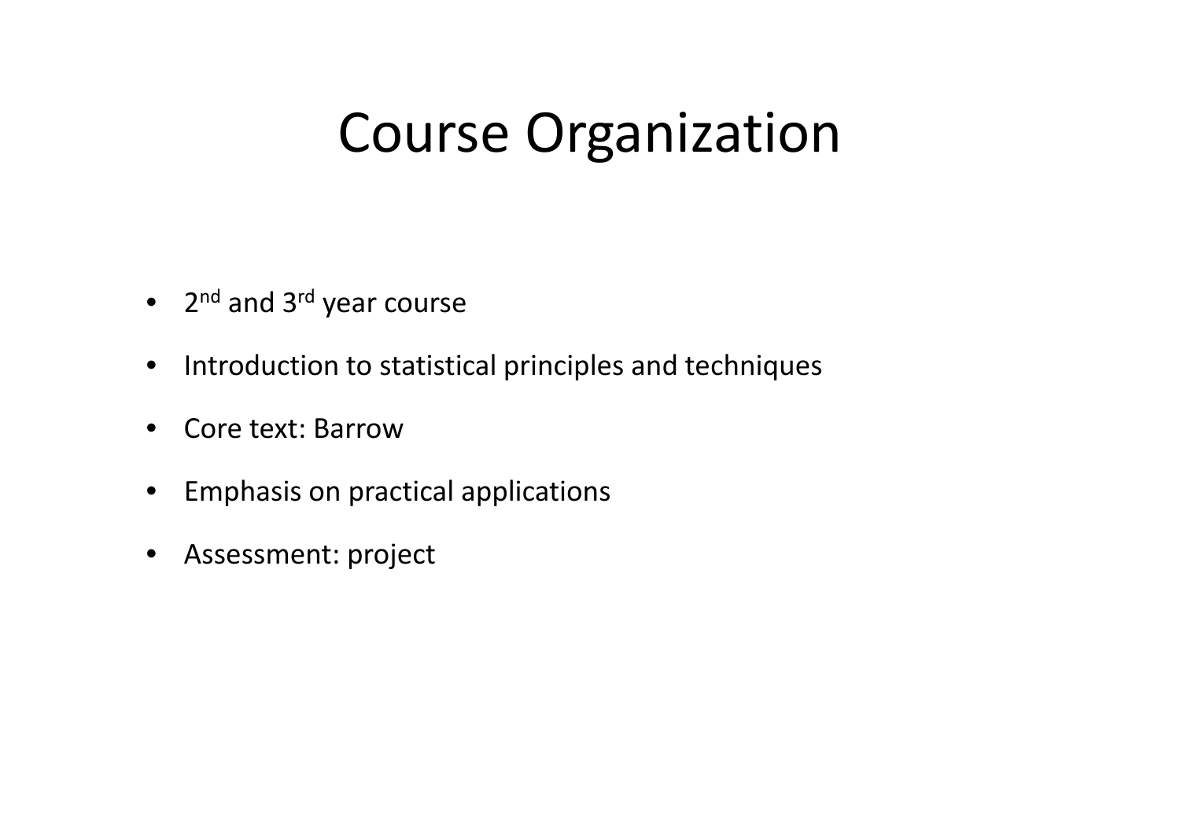# Course Organization

- 2nd and 3rd year course
- Introduction to statistical principles and techniques
- Core text: Barrow
- Emphasis on practical applications
- Assessment: project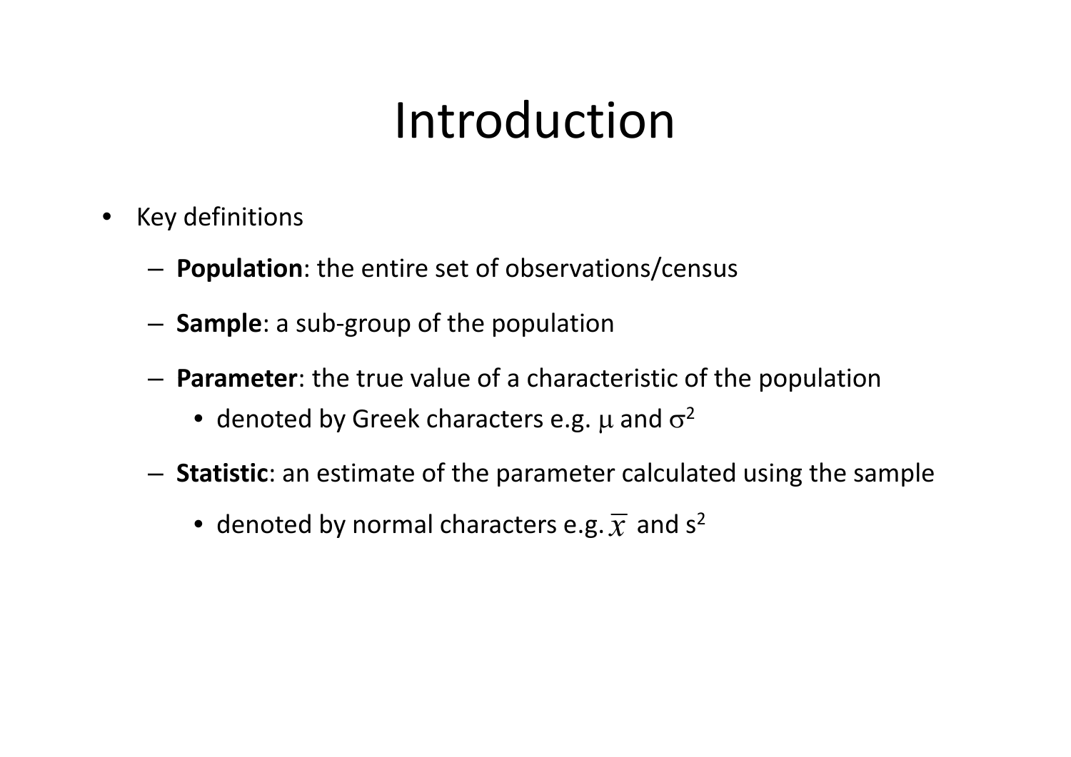# Introduction

- Key definitions
  - **Population**: the entire set of observations/census
  - **Sample**: a sub-group of the population
  - **Parameter**: the true value of a characteristic of the population
    - denoted by Greek characters e.g. $\mu$ and $\sigma^2$
  - **Statistic**: an estimate of the parameter calculated using the sample
    - denoted by normal characters e.g. $\overline{x}$ and $s^2$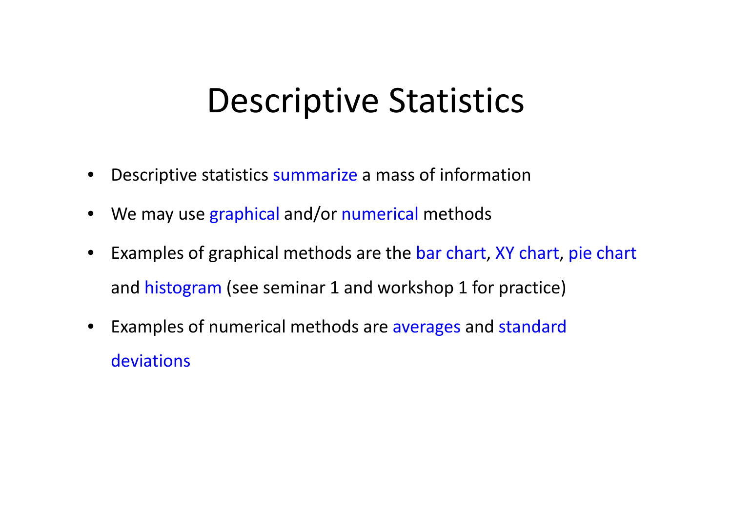# Descriptive Statistics

- Descriptive statistics summarize a mass of information
- We may use graphical and/or numerical methods
- Examples of graphical methods are the bar chart, XY chart, pie chart and histogram (see seminar 1 and workshop 1 for practice)
- Examples of numerical methods are averages and standard deviations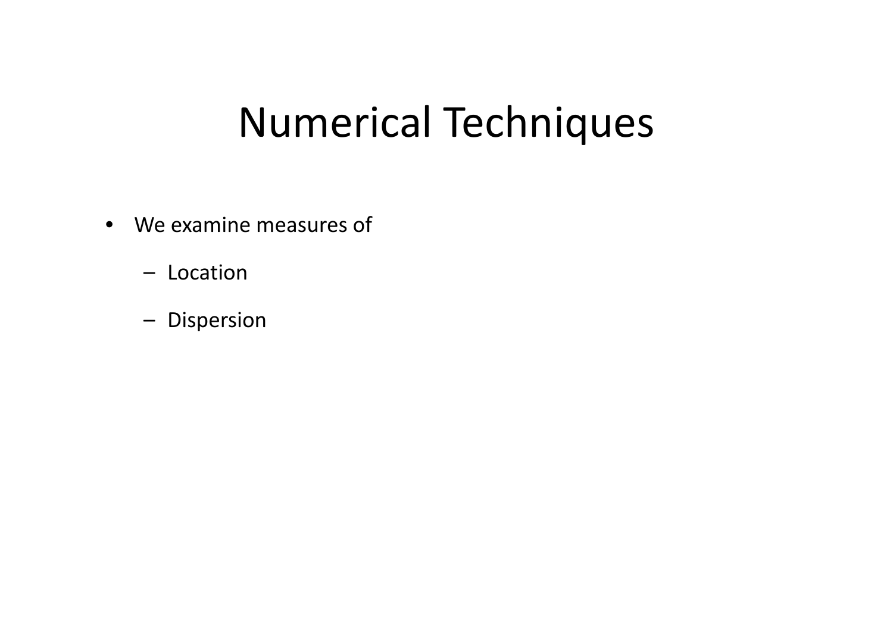# Numerical Techniques

- We examine measures of
  - Location
  - Dispersion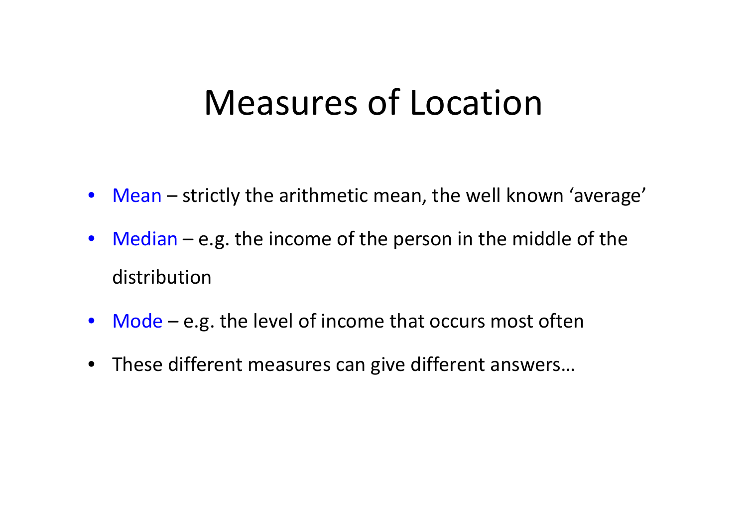# Measures of Location

- Mean – strictly the arithmetic mean, the well known 'average'
- Median – e.g. the income of the person in the middle of the distribution
- Mode – e.g. the level of income that occurs most often
- These different measures can give different answers…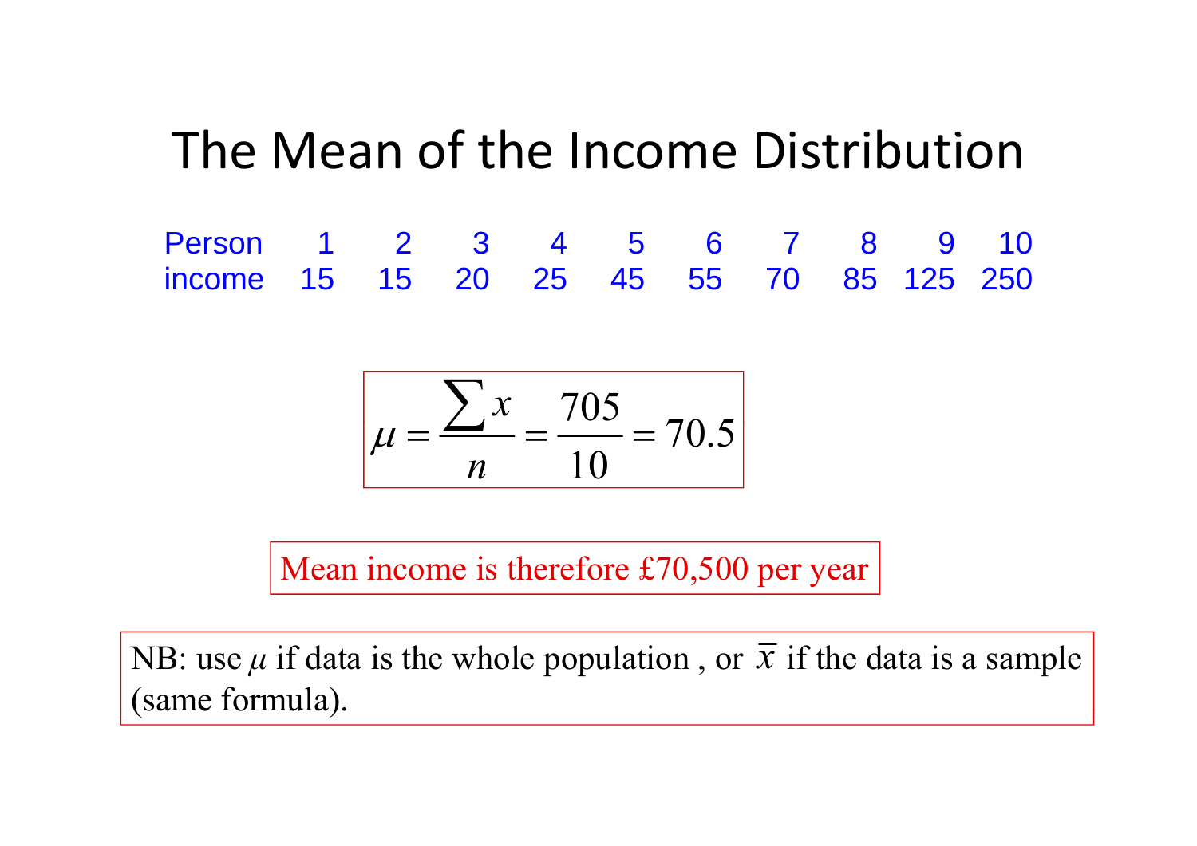# The Mean of the Income Distribution

| Person | 1 | 2 | 3 | 4 | 5 | 6 | 7 | 8 | 9 | 10 |
|---|---|---|---|---|---|---|---|---|---|---|
| income | 15 | 15 | 20 | 25 | 45 | 55 | 70 | 85 | 125 | 250 |

$$\mu = \frac{\sum x}{n} = \frac{705}{10} = 70.5$$

Mean income is therefore £70,500 per year

NB: use $\mu$ if data is the whole population , or $\bar{x}$ if the data is a sample (same formula).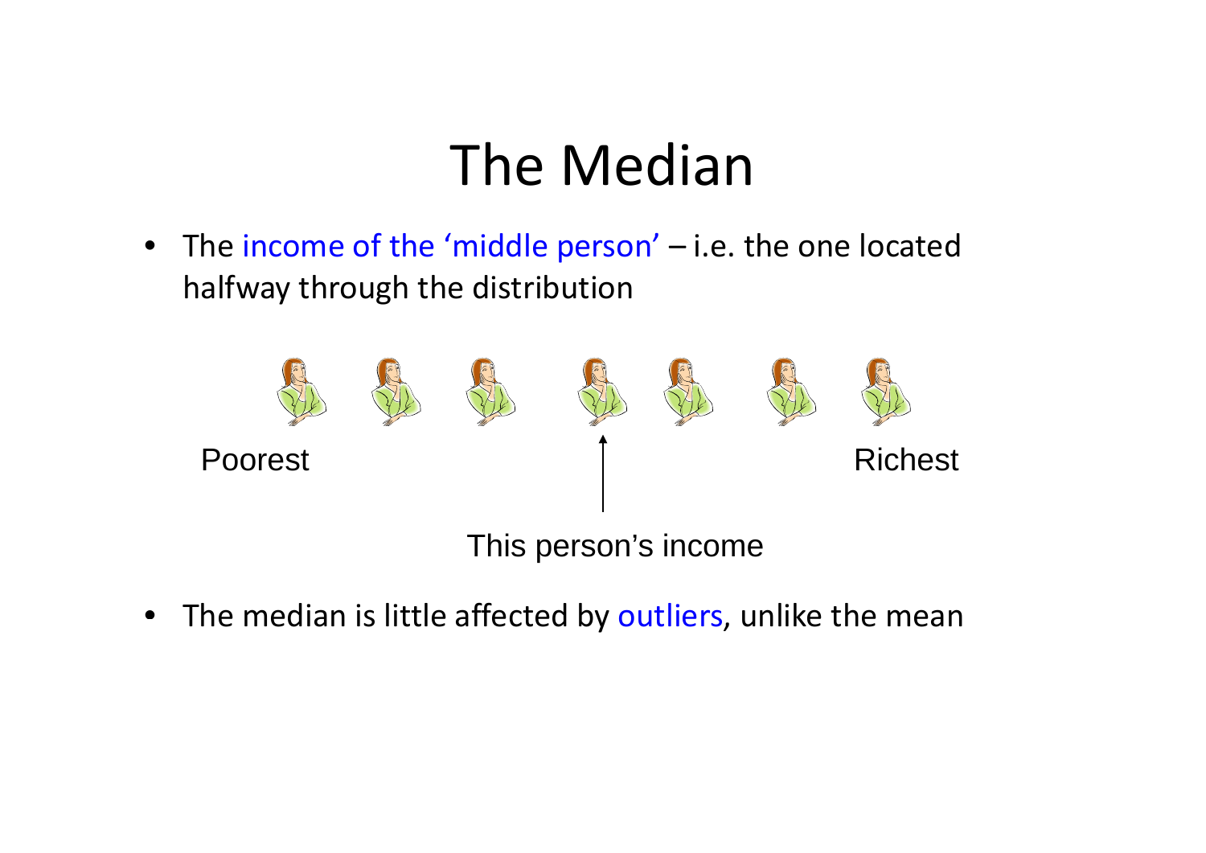# The Median

- The income of the 'middle person' – i.e. the one located halfway through the distribution

Poorest

Richest

This person's income

- The median is little affected by outliers, unlike the mean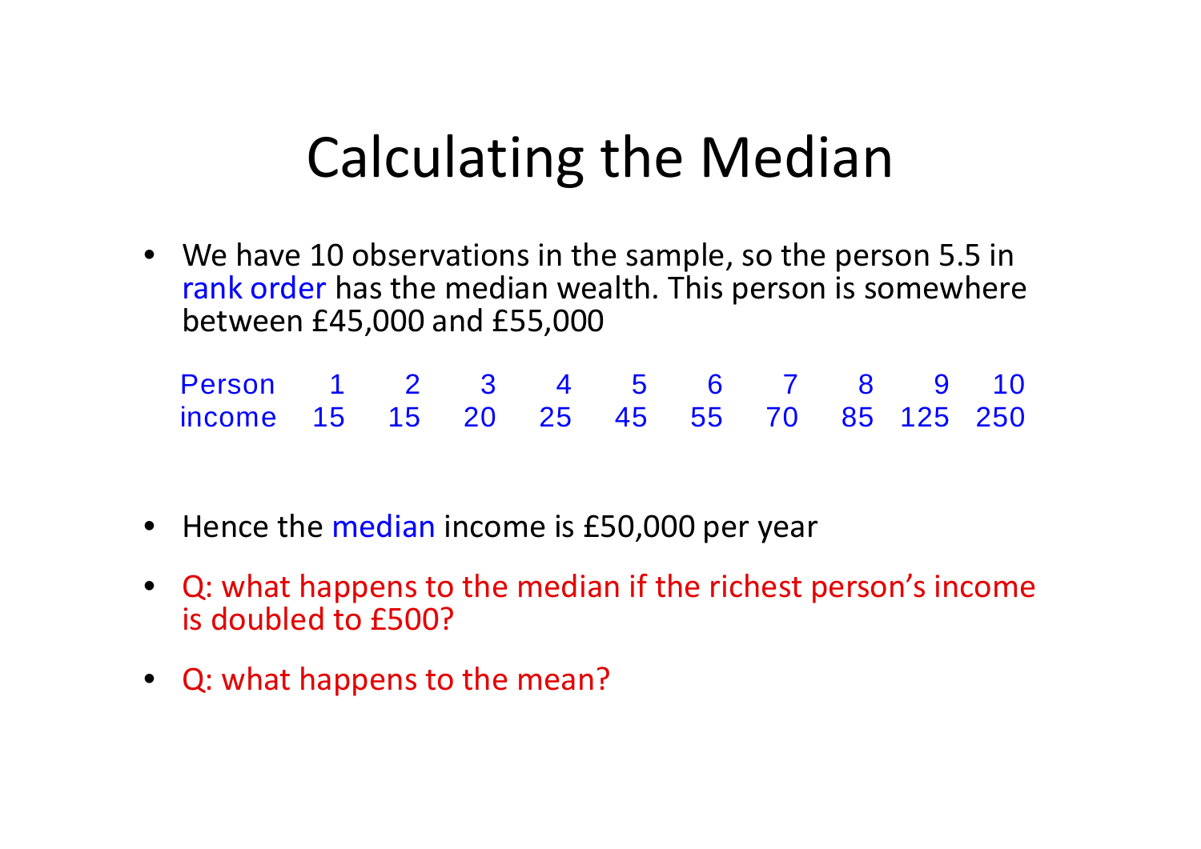# Calculating the Median

- We have 10 observations in the sample, so the person 5.5 in rank order has the median wealth. This person is somewhere between £45,000 and £55,000

| Person | 1 | 2 | 3 | 4 | 5 | 6 | 7 | 8 | 9 | 10 |
|---|---|---|---|---|---|---|---|---|---|---|
| income | 15 | 15 | 20 | 25 | 45 | 55 | 70 | 85 | 125 | 250 |

- Hence the median income is £50,000 per year
- Q: what happens to the median if the richest person's income is doubled to £500?
- Q: what happens to the mean?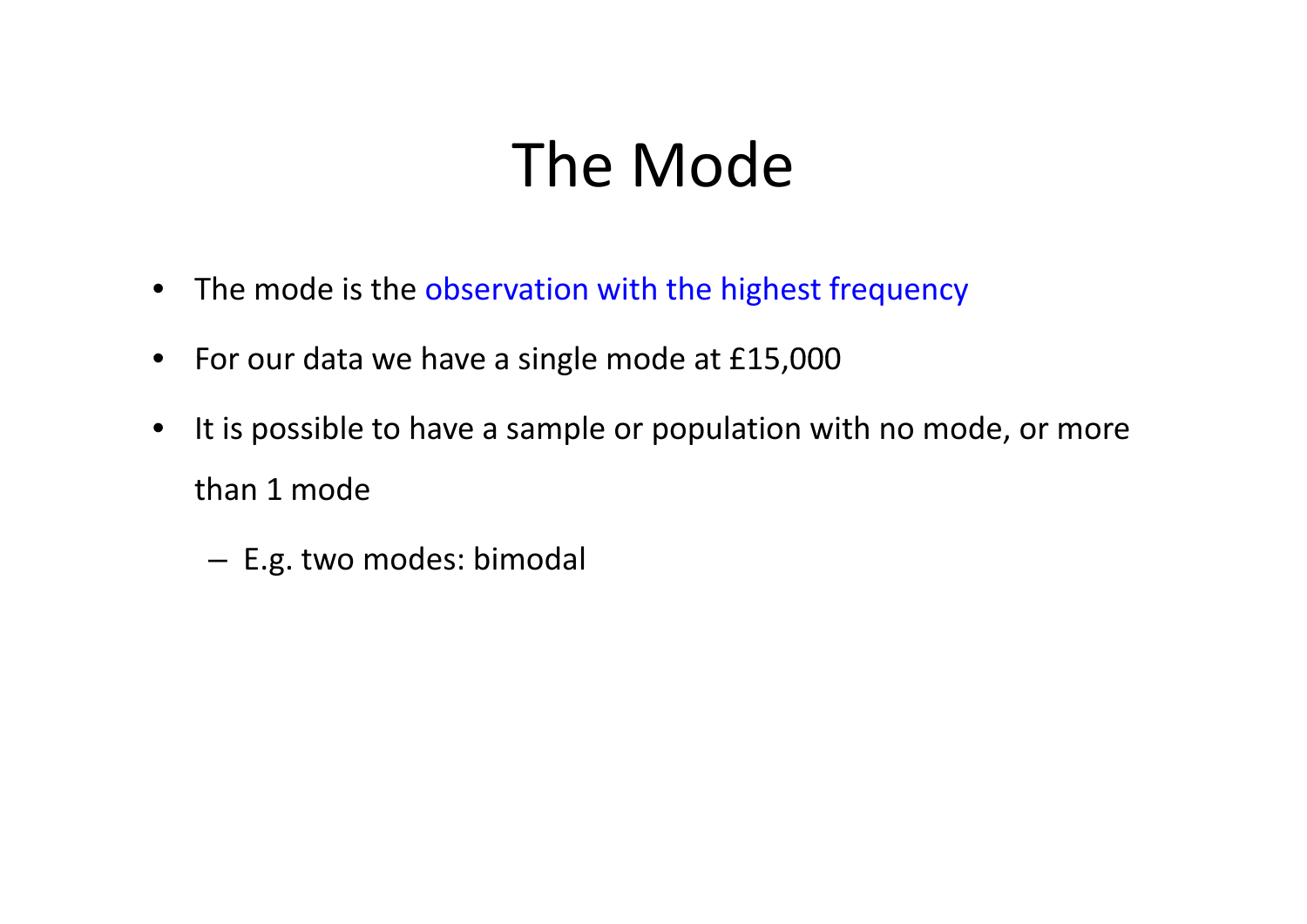# The Mode

- The mode is the observation with the highest frequency
- For our data we have a single mode at £15,000
- It is possible to have a sample or population with no mode, or more than 1 mode
  - E.g. two modes: bimodal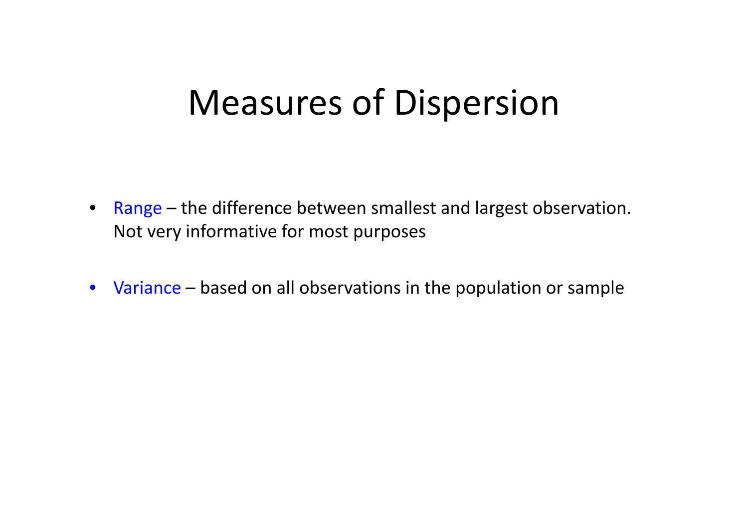# Measures of Dispersion

- Range – the difference between smallest and largest observation. Not very informative for most purposes
- Variance – based on all observations in the population or sample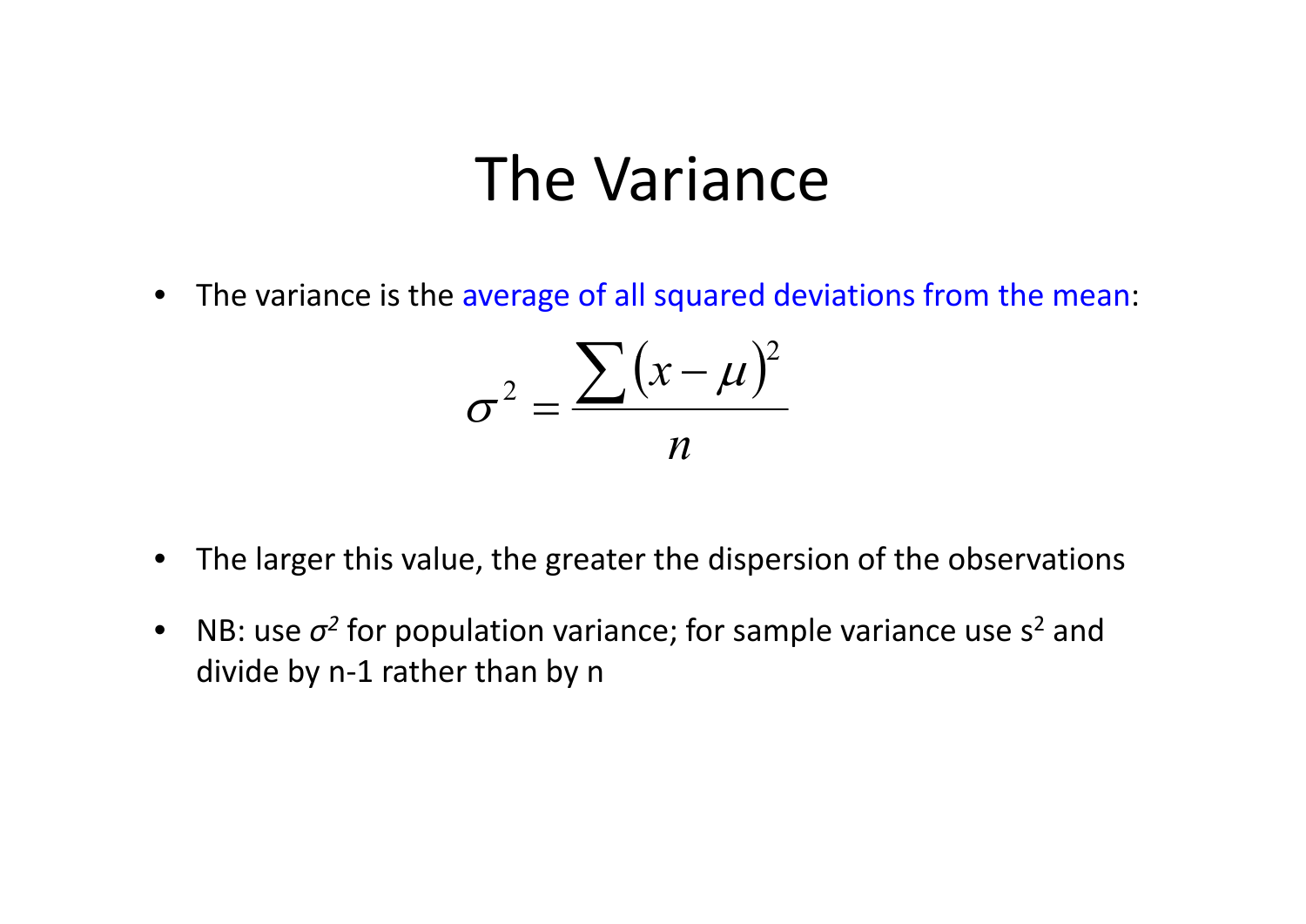# The Variance

- The variance is the average of all squared deviations from the mean:

$$\sigma^2 = \frac{\sum (x - \mu)^2}{n}$$

- The larger this value, the greater the dispersion of the observations
- NB: use $\sigma^2$ for population variance; for sample variance use $s^2$ and divide by n-1 rather than by n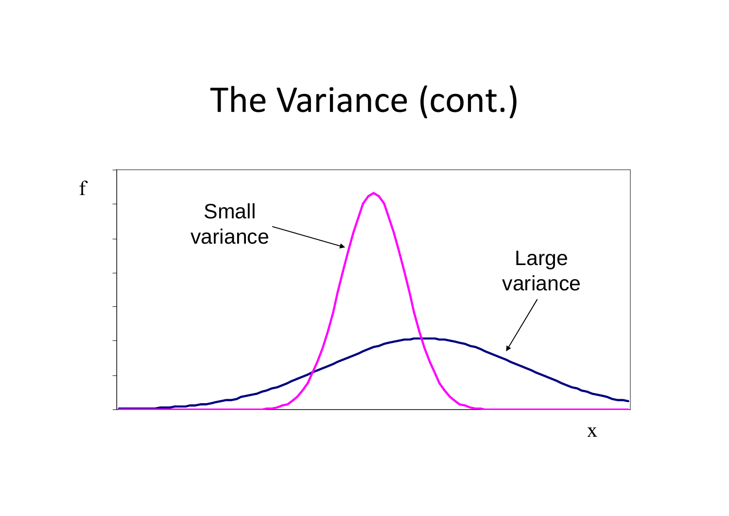# The Variance (cont.)

f

Small variance

Large variance

x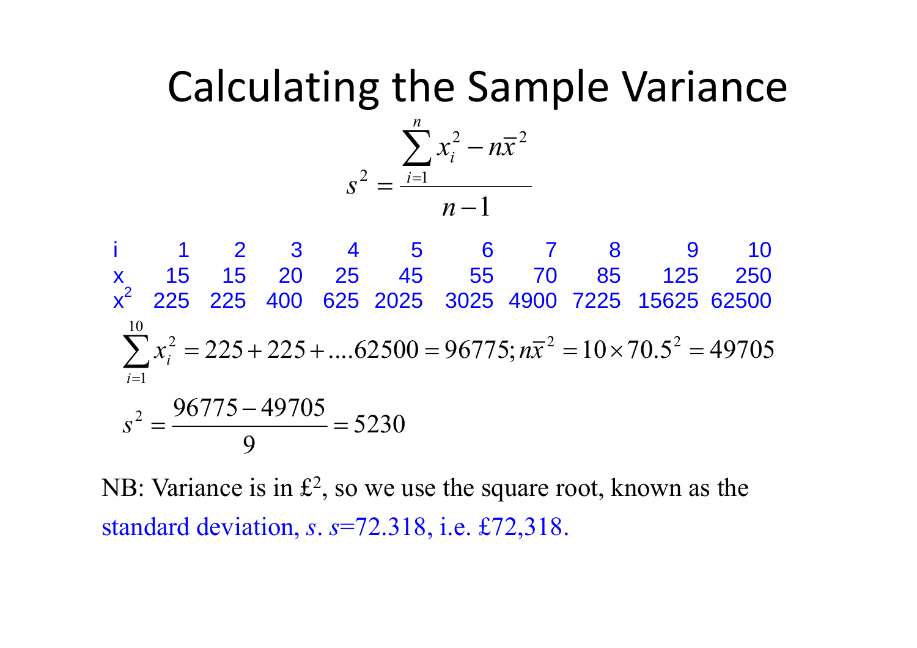# Calculating the Sample Variance

$$s^2 = \frac{\sum_{i=1}^{n} x_i^2 - n\bar{x}^2}{n-1}$$

| i | 1 | 2 | 3 | 4 | 5 | 6 | 7 | 8 | 9 | 10 |
|---|---|---|---|---|---|---|---|---|---|---|
| x | 15 | 15 | 20 | 25 | 45 | 55 | 70 | 85 | 125 | 250 |
| $x^2$ | 225 | 225 | 400 | 625 | 2025 | 3025 | 4900 | 7225 | 15625 | 62500 |

$$\sum_{i=1}^{10} x_i^2 = 225 + 225 + ....62500 = 96775; n\bar{x}^2 = 10 \times 70.5^2 = 49705$$

$$s^2 = \frac{96775 - 49705}{9} = 5230$$

NB: Variance is in £$^2$, so we use the square root, known as the standard deviation, $s$. $s$=72.318, i.e. £72,318.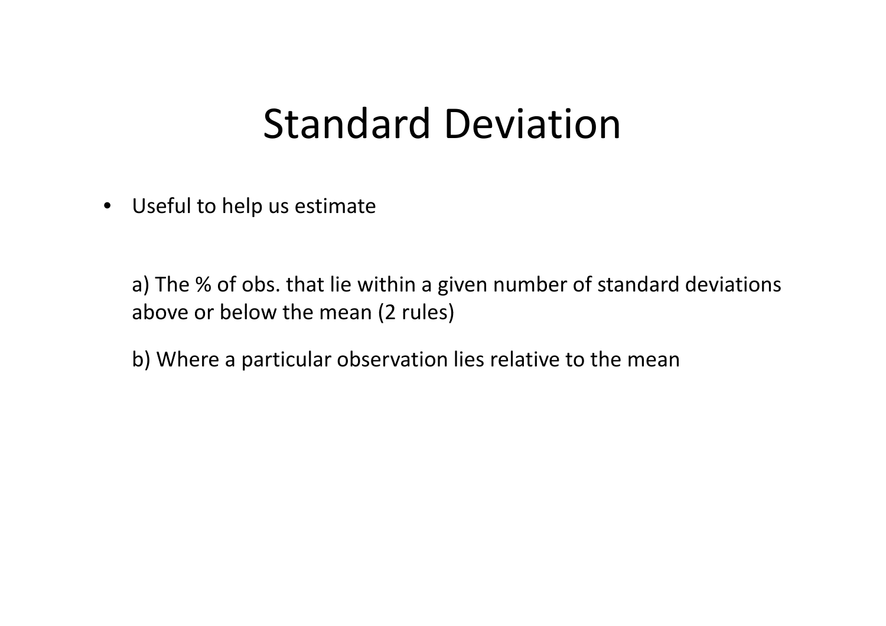# Standard Deviation

- Useful to help us estimate

  a) The % of obs. that lie within a given number of standard deviations above or below the mean (2 rules)

  b) Where a particular observation lies relative to the mean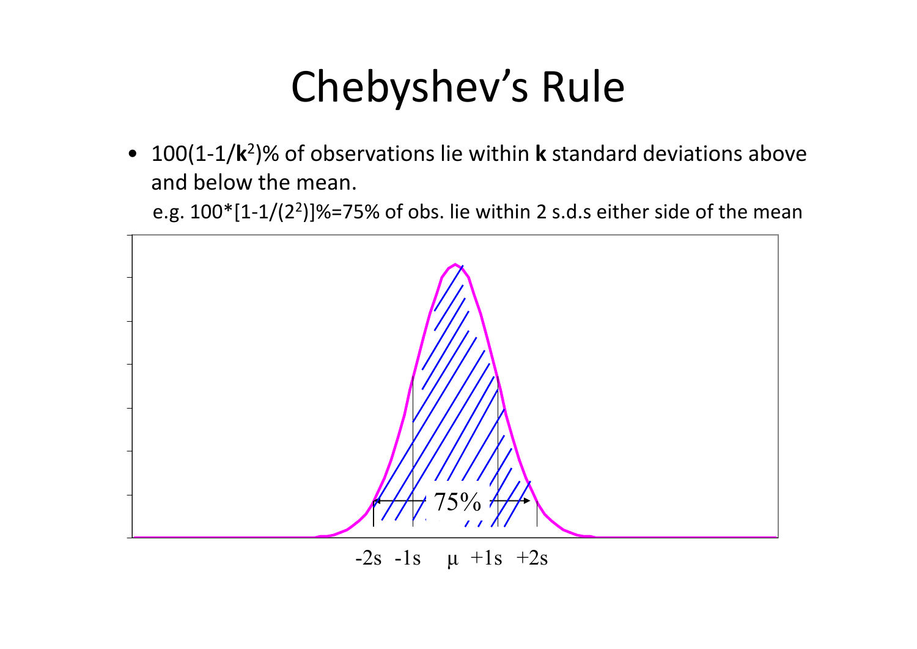# Chebyshev's Rule

- $100(1-1/\mathbf{k}^2)\%$ of observations lie within **k** standard deviations above and below the mean.

  e.g. $100*[1-1/(2^2)]\%=75\%$ of obs. lie within 2 s.d.s either side of the mean

75%

-2s -1s μ +1s +2s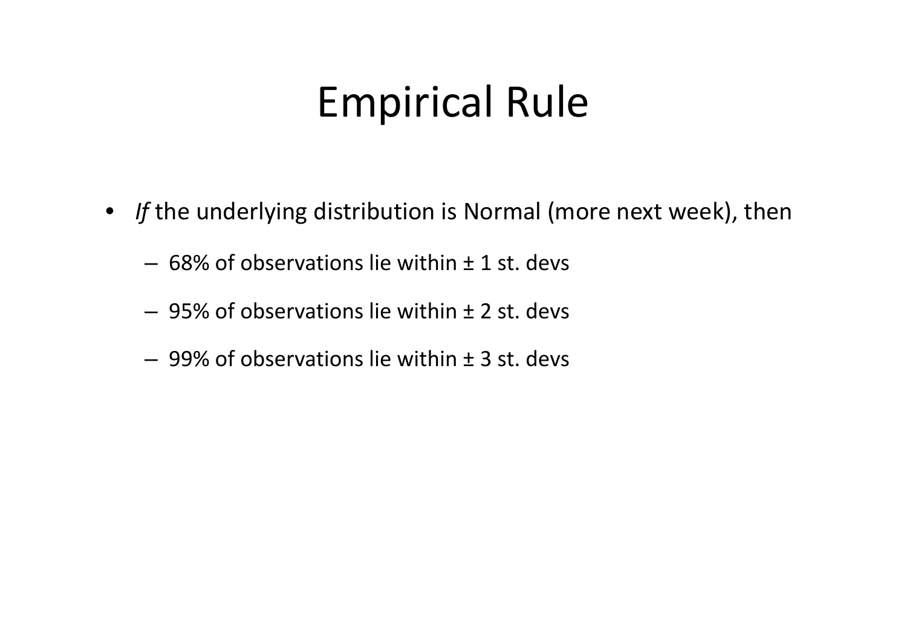# Empirical Rule

- *If* the underlying distribution is Normal (more next week), then
  - 68% of observations lie within ± 1 st. devs
  - 95% of observations lie within ± 2 st. devs
  - 99% of observations lie within ± 3 st. devs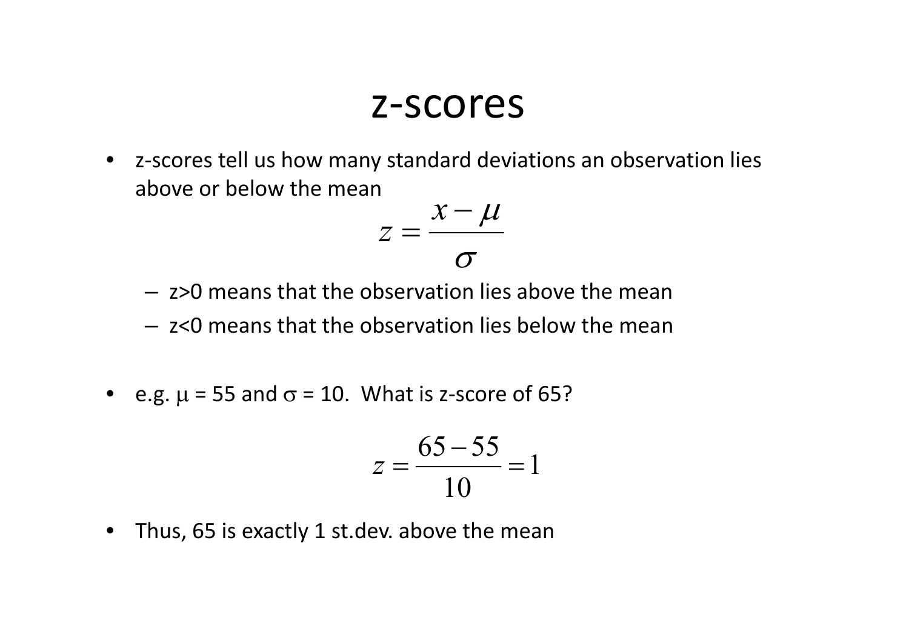# z-scores

- z-scores tell us how many standard deviations an observation lies above or below the mean

$$z = \frac{x - \mu}{\sigma}$$

  - z>0 means that the observation lies above the mean
  - z<0 means that the observation lies below the mean

- e.g. $\mu$ = 55 and $\sigma$ = 10. What is z-score of 65?

$$z = \frac{65 - 55}{10} = 1$$

- Thus, 65 is exactly 1 st.dev. above the mean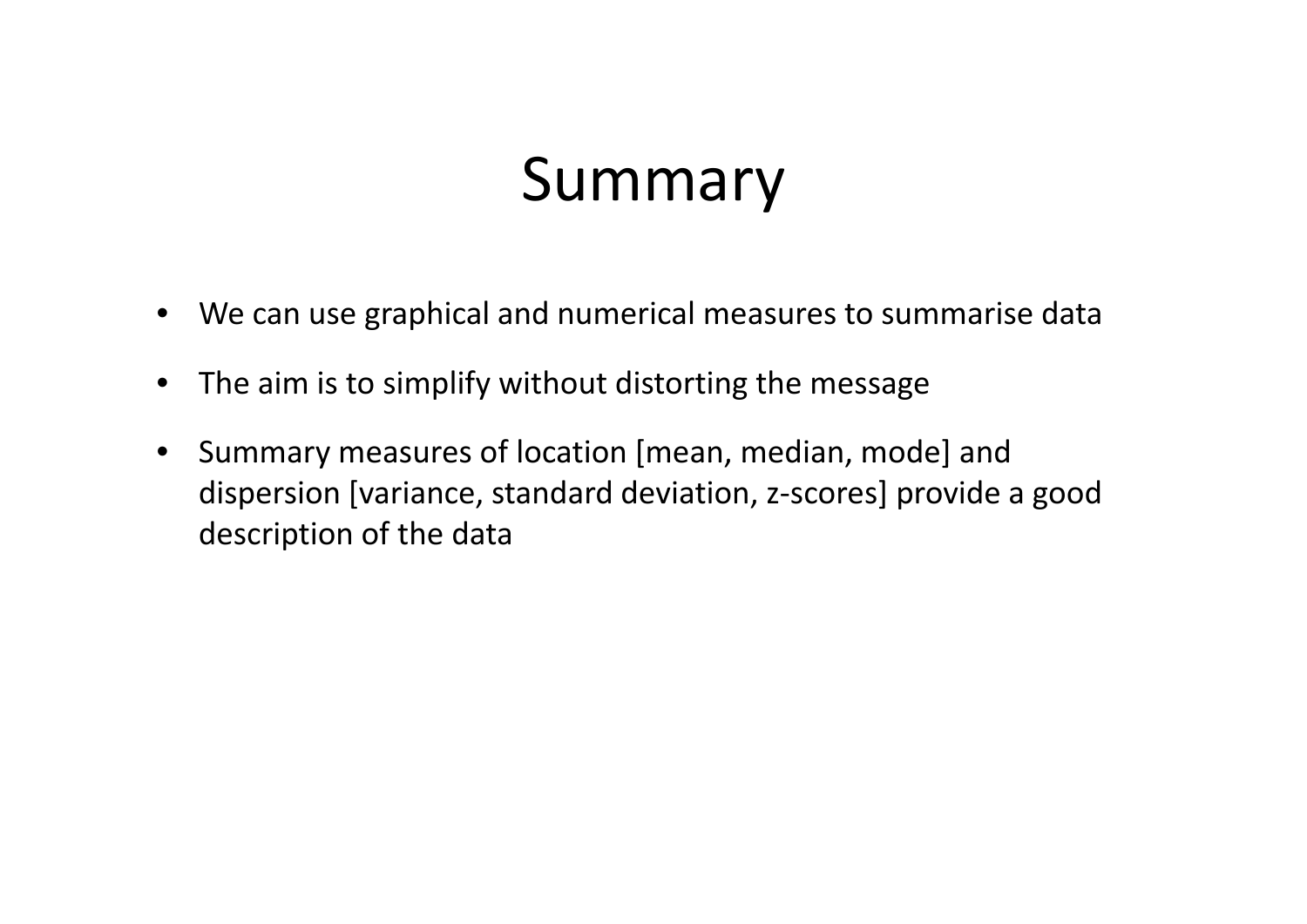# Summary

- We can use graphical and numerical measures to summarise data
- The aim is to simplify without distorting the message
- Summary measures of location [mean, median, mode] and dispersion [variance, standard deviation, z-scores] provide a good description of the data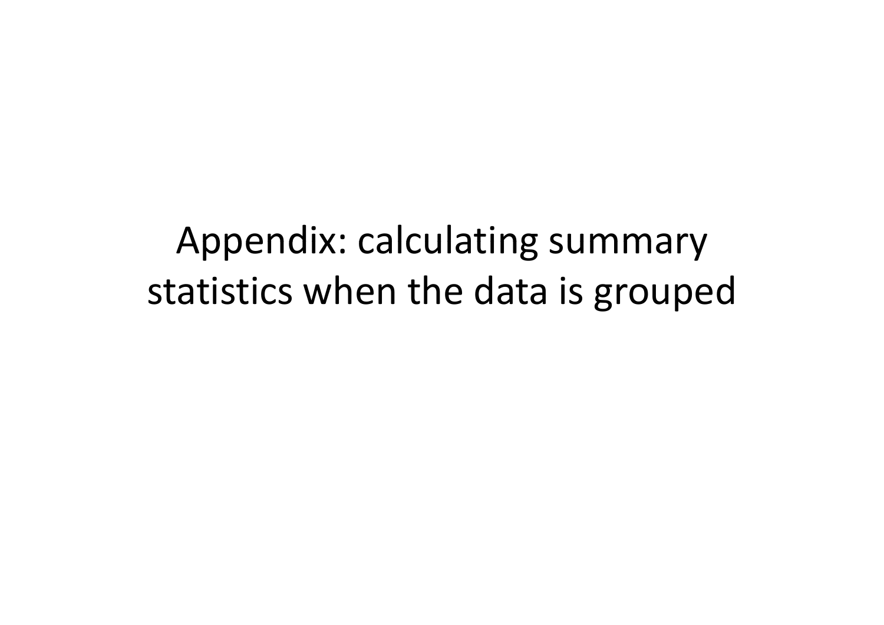# Appendix: calculating summary statistics when the data is grouped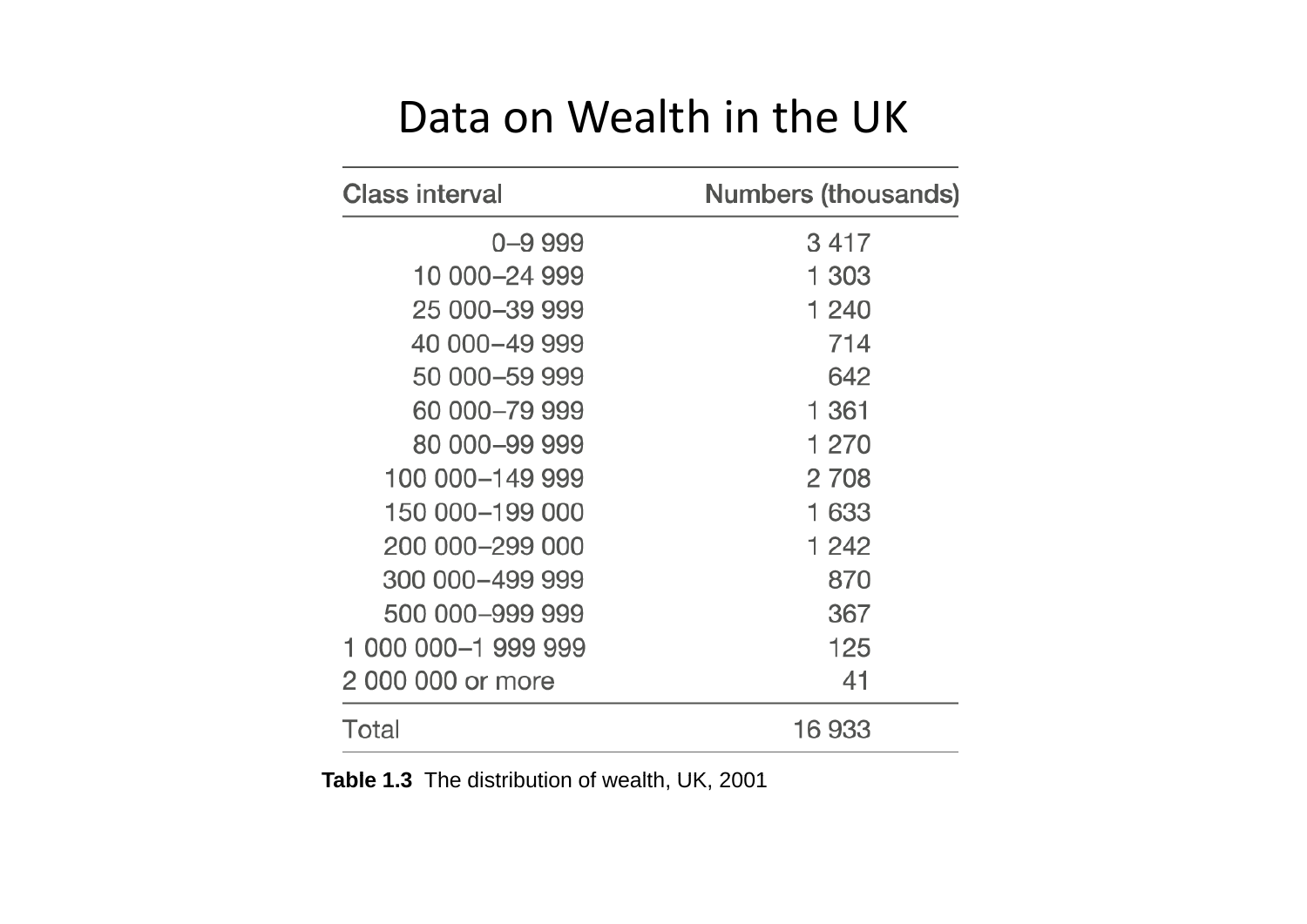# Data on Wealth in the UK

| Class interval | Numbers (thousands) |
|---|---|
| 0–9 999 | 3 417 |
| 10 000–24 999 | 1 303 |
| 25 000–39 999 | 1 240 |
| 40 000–49 999 | 714 |
| 50 000–59 999 | 642 |
| 60 000–79 999 | 1 361 |
| 80 000–99 999 | 1 270 |
| 100 000–149 999 | 2 708 |
| 150 000–199 000 | 1 633 |
| 200 000–299 000 | 1 242 |
| 300 000–499 999 | 870 |
| 500 000–999 999 | 367 |
| 1 000 000–1 999 999 | 125 |
| 2 000 000 or more | 41 |
| Total | 16 933 |

**Table 1.3** The distribution of wealth, UK, 2001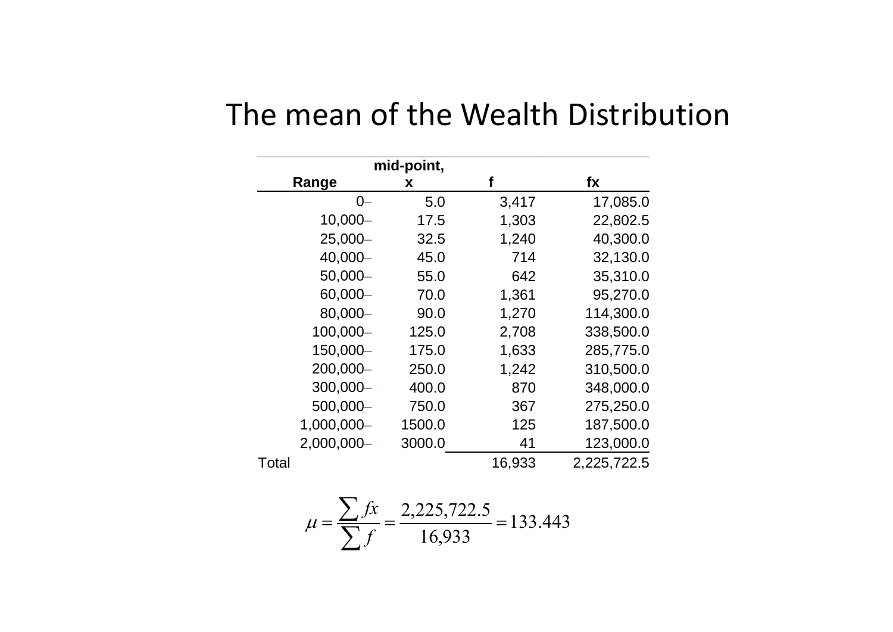# The mean of the Wealth Distribution

| Range | mid-point, x | f | fx |
|---:|---:|---:|---:|
| 0– | 5.0 | 3,417 | 17,085.0 |
| 10,000– | 17.5 | 1,303 | 22,802.5 |
| 25,000– | 32.5 | 1,240 | 40,300.0 |
| 40,000– | 45.0 | 714 | 32,130.0 |
| 50,000– | 55.0 | 642 | 35,310.0 |
| 60,000– | 70.0 | 1,361 | 95,270.0 |
| 80,000– | 90.0 | 1,270 | 114,300.0 |
| 100,000– | 125.0 | 2,708 | 338,500.0 |
| 150,000– | 175.0 | 1,633 | 285,775.0 |
| 200,000– | 250.0 | 1,242 | 310,500.0 |
| 300,000– | 400.0 | 870 | 348,000.0 |
| 500,000– | 750.0 | 367 | 275,250.0 |
| 1,000,000– | 1500.0 | 125 | 187,500.0 |
| 2,000,000– | 3000.0 | 41 | 123,000.0 |
| Total | | 16,933 | 2,225,722.5 |

$$\mu = \frac{\sum fx}{\sum f} = \frac{2,225,722.5}{16,933} = 133.443$$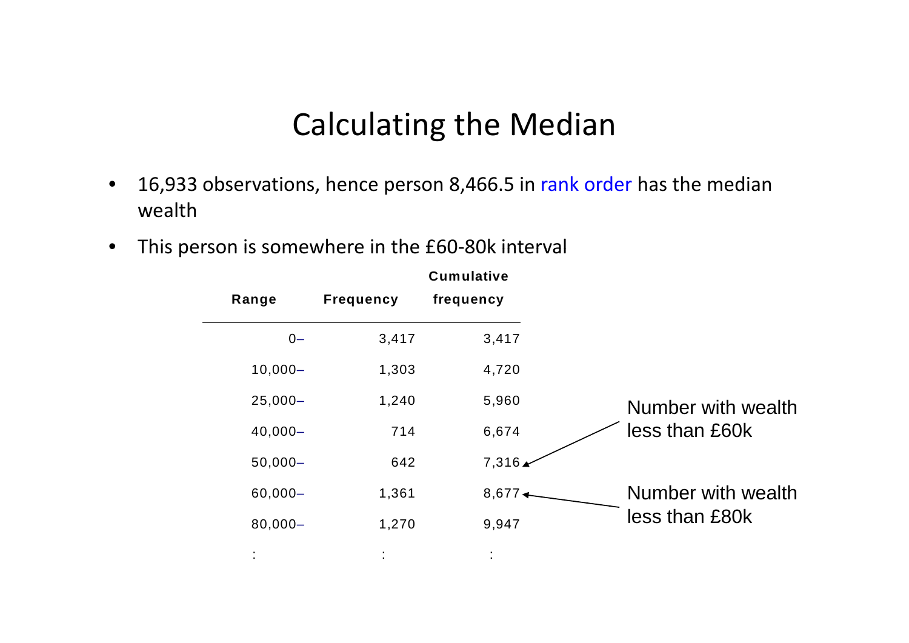# Calculating the Median

- 16,933 observations, hence person 8,466.5 in rank order has the median wealth
- This person is somewhere in the £60-80k interval

| Range | Frequency | Cumulative frequency |
|---|---|---|
| 0– | 3,417 | 3,417 |
| 10,000– | 1,303 | 4,720 |
| 25,000– | 1,240 | 5,960 |
| 40,000– | 714 | 6,674 |
| 50,000– | 642 | 7,316 |
| 60,000– | 1,361 | 8,677 |
| 80,000– | 1,270 | 9,947 |
| : | : | : |

Number with wealth less than £60k (7,316)

Number with wealth less than £80k (8,677)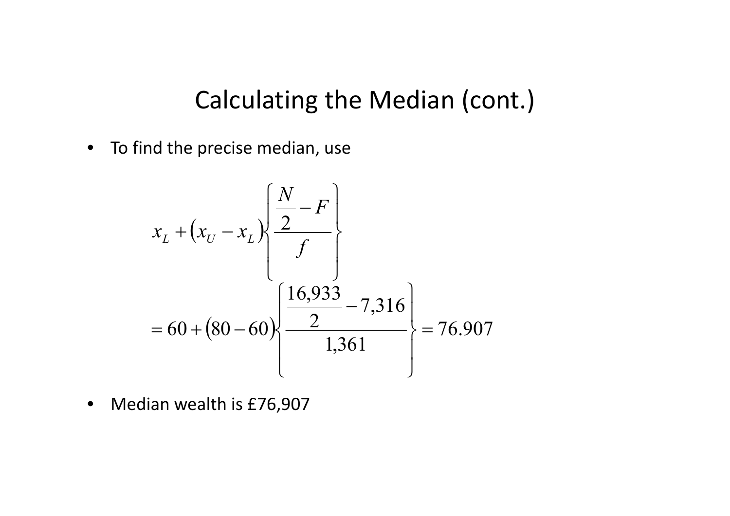# Calculating the Median (cont.)

- To find the precise median, use

$$x_L + (x_U - x_L)\left\{\frac{\frac{N}{2} - F}{f}\right\}$$

$$= 60 + (80 - 60)\left\{\frac{\frac{16{,}933}{2} - 7{,}316}{1{,}361}\right\} = 76.907$$

- Median wealth is £76,907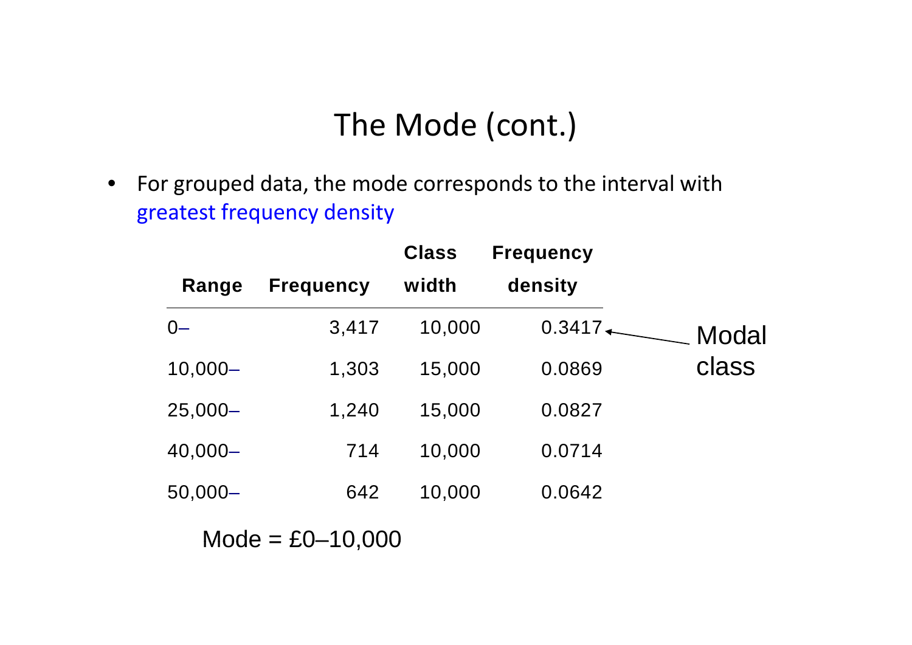# The Mode (cont.)

- For grouped data, the mode corresponds to the interval with greatest frequency density

| Range | Frequency | Class width | Frequency density |
|---|---|---|---|
| 0– | 3,417 | 10,000 | 0.3417 ← Modal class |
| 10,000– | 1,303 | 15,000 | 0.0869 |
| 25,000– | 1,240 | 15,000 | 0.0827 |
| 40,000– | 714 | 10,000 | 0.0714 |
| 50,000– | 642 | 10,000 | 0.0642 |

Mode = £0–10,000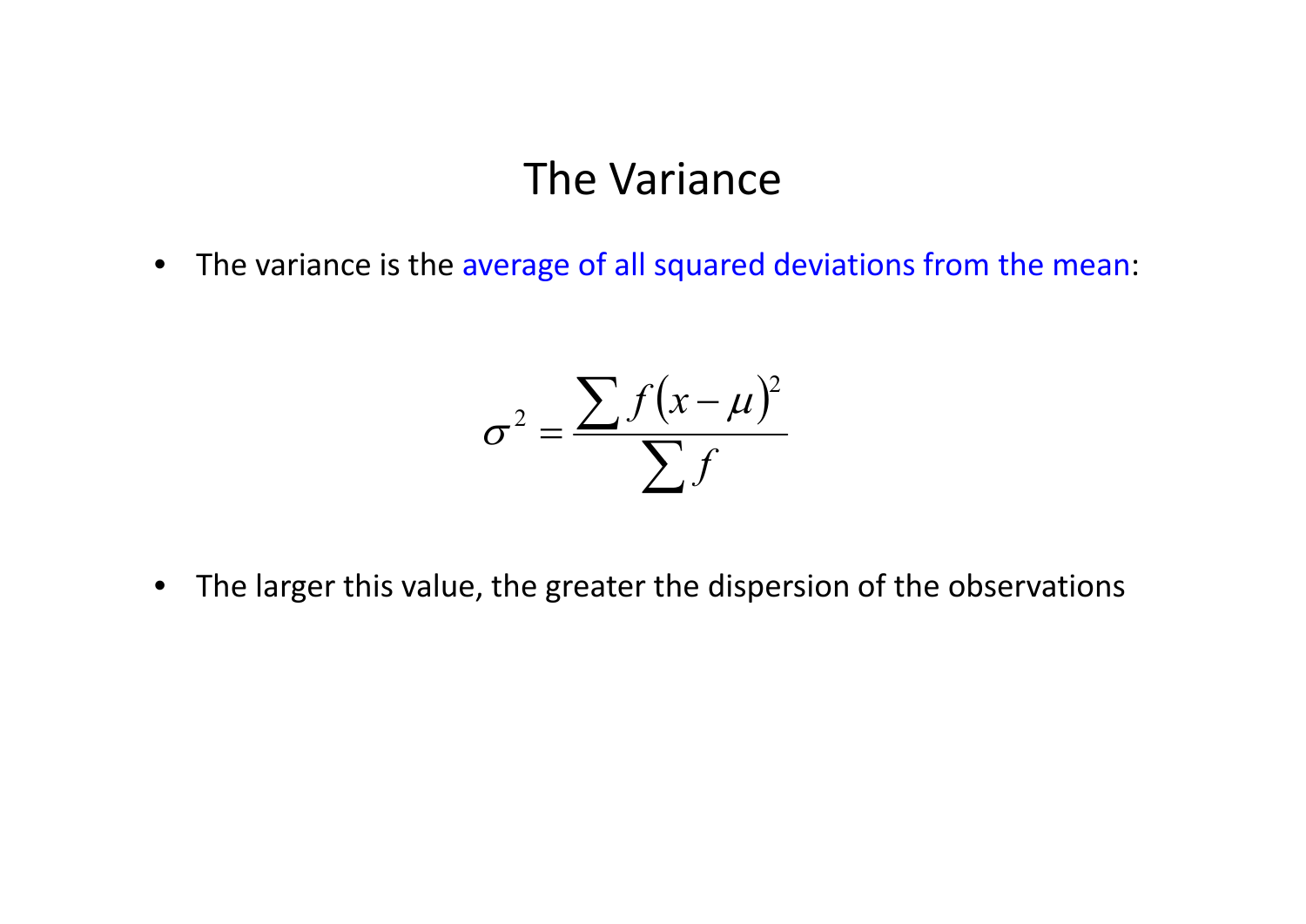# The Variance

- The variance is the average of all squared deviations from the mean:

$$\sigma^2 = \frac{\sum f(x-\mu)^2}{\sum f}$$

- The larger this value, the greater the dispersion of the observations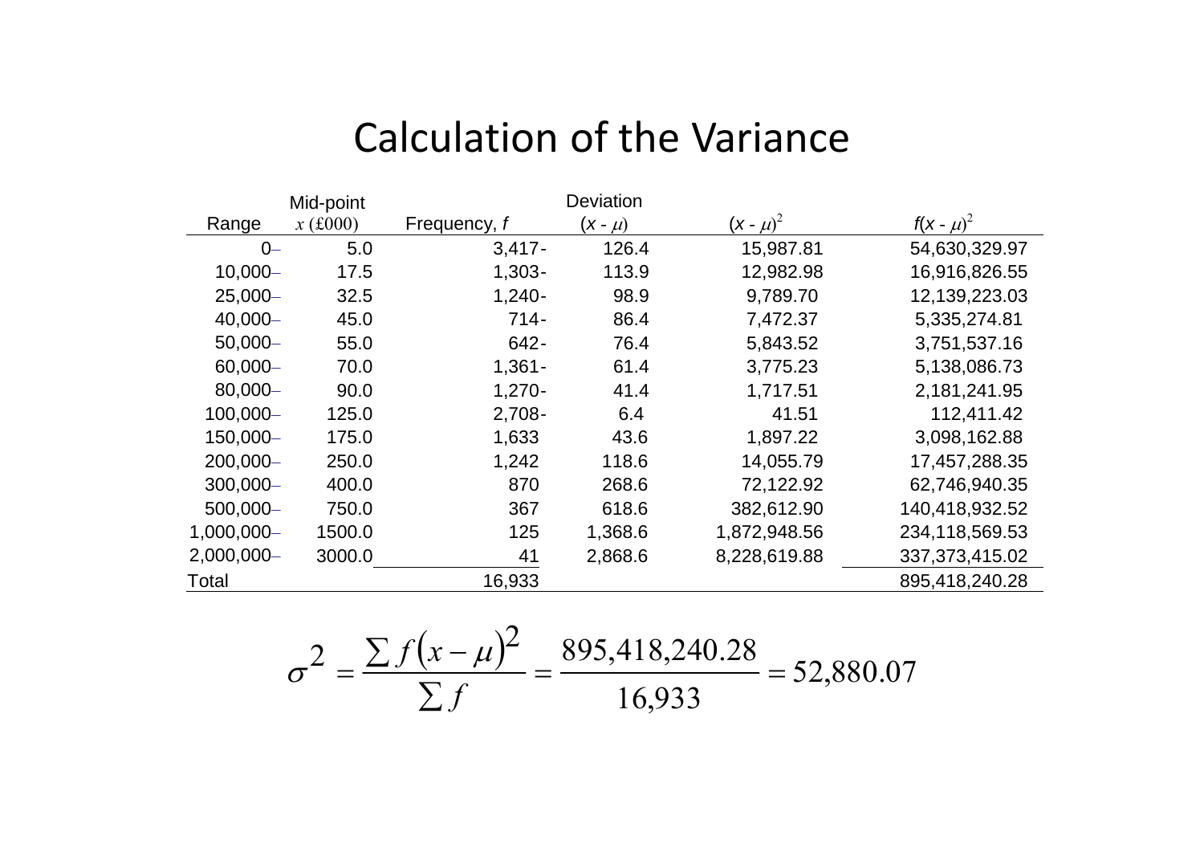# Calculation of the Variance

| Range | Mid-point $x$ (£000) | Frequency, $f$ | Deviation $(x - \mu)$ | $(x - \mu)^2$ | $f(x - \mu)^2$ |
|---|---|---|---|---|---|
| 0– | 5.0 | 3,417 | -126.4 | 15,987.81 | 54,630,329.97 |
| 10,000– | 17.5 | 1,303 | -113.9 | 12,982.98 | 16,916,826.55 |
| 25,000– | 32.5 | 1,240 | -98.9 | 9,789.70 | 12,139,223.03 |
| 40,000– | 45.0 | 714 | -86.4 | 7,472.37 | 5,335,274.81 |
| 50,000– | 55.0 | 642 | -76.4 | 5,843.52 | 3,751,537.16 |
| 60,000– | 70.0 | 1,361 | -61.4 | 3,775.23 | 5,138,086.73 |
| 80,000– | 90.0 | 1,270 | -41.4 | 1,717.51 | 2,181,241.95 |
| 100,000– | 125.0 | 2,708 | -6.4 | 41.51 | 112,411.42 |
| 150,000– | 175.0 | 1,633 | 43.6 | 1,897.22 | 3,098,162.88 |
| 200,000– | 250.0 | 1,242 | 118.6 | 14,055.79 | 17,457,288.35 |
| 300,000– | 400.0 | 870 | 268.6 | 72,122.92 | 62,746,940.35 |
| 500,000– | 750.0 | 367 | 618.6 | 382,612.90 | 140,418,932.52 |
| 1,000,000– | 1500.0 | 125 | 1,368.6 | 1,872,948.56 | 234,118,569.53 |
| 2,000,000– | 3000.0 | 41 | 2,868.6 | 8,228,619.88 | 337,373,415.02 |
| Total | | 16,933 | | | 895,418,240.28 |

$$\sigma^2 = \frac{\sum f(x-\mu)^2}{\sum f} = \frac{895,418,240.28}{16,933} = 52,880.07$$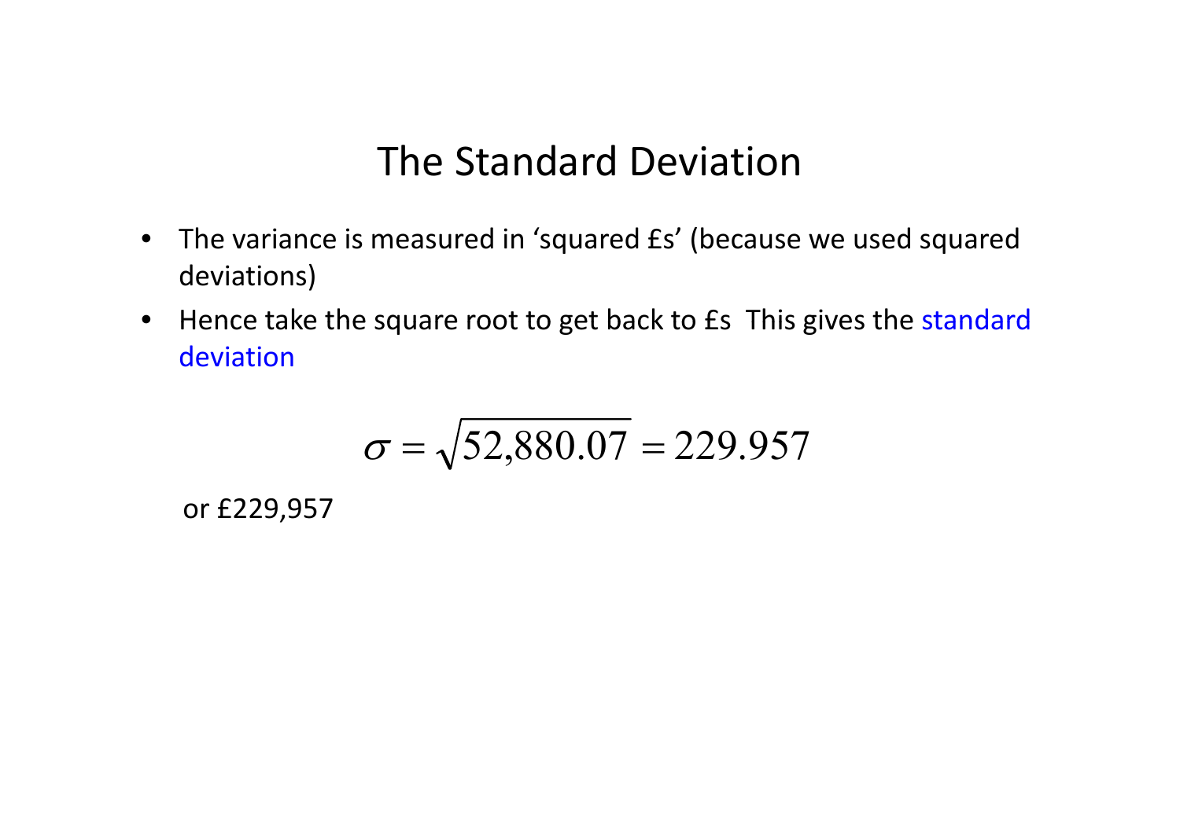# The Standard Deviation

- The variance is measured in 'squared £s' (because we used squared deviations)
- Hence take the square root to get back to £s This gives the standard deviation

$$\sigma = \sqrt{52{,}880.07} = 229.957$$

or £229,957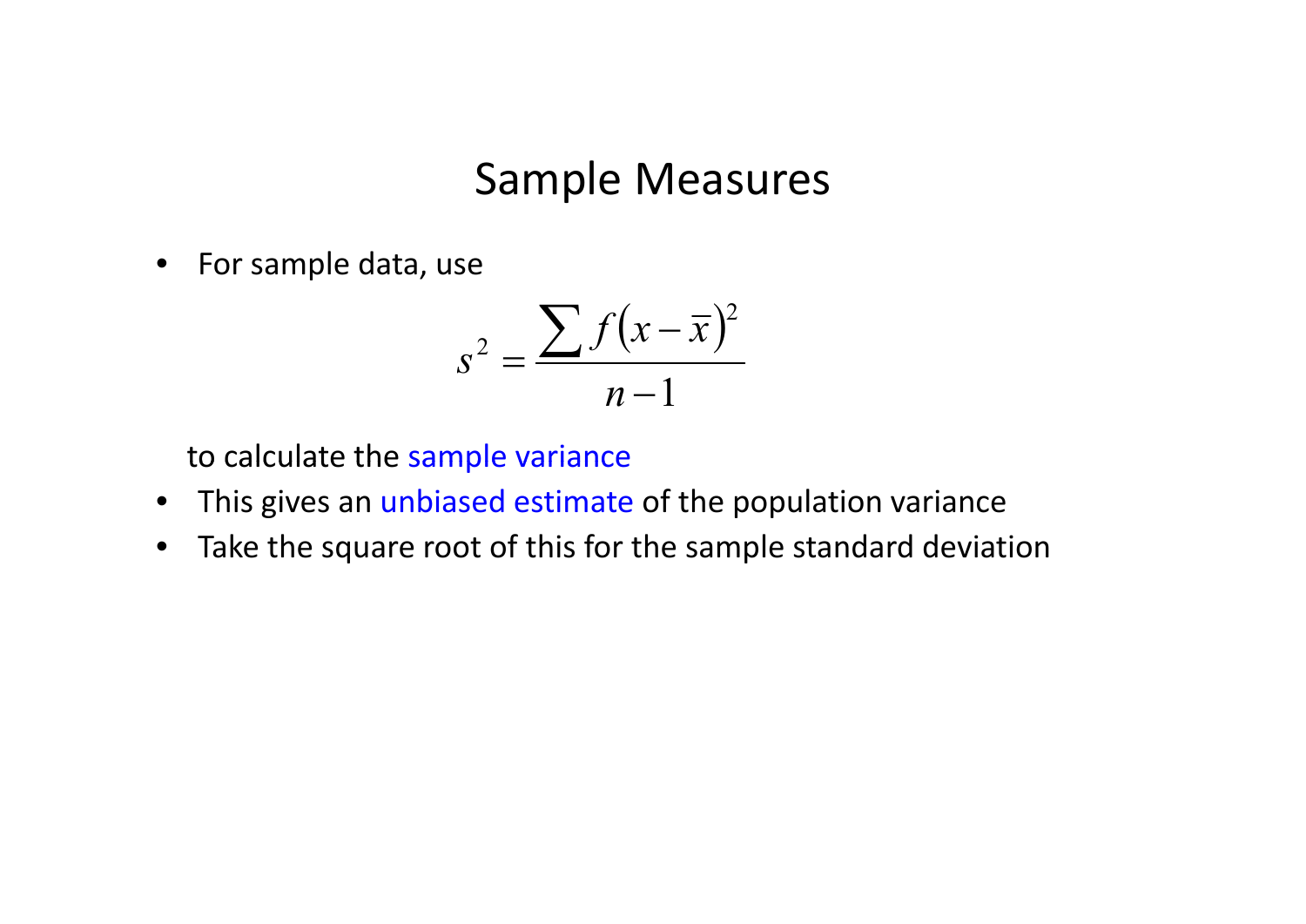# Sample Measures

- For sample data, use

$$s^2 = \frac{\sum f\left(x - \overline{x}\right)^2}{n-1}$$

to calculate the sample variance

- This gives an unbiased estimate of the population variance
- Take the square root of this for the sample standard deviation